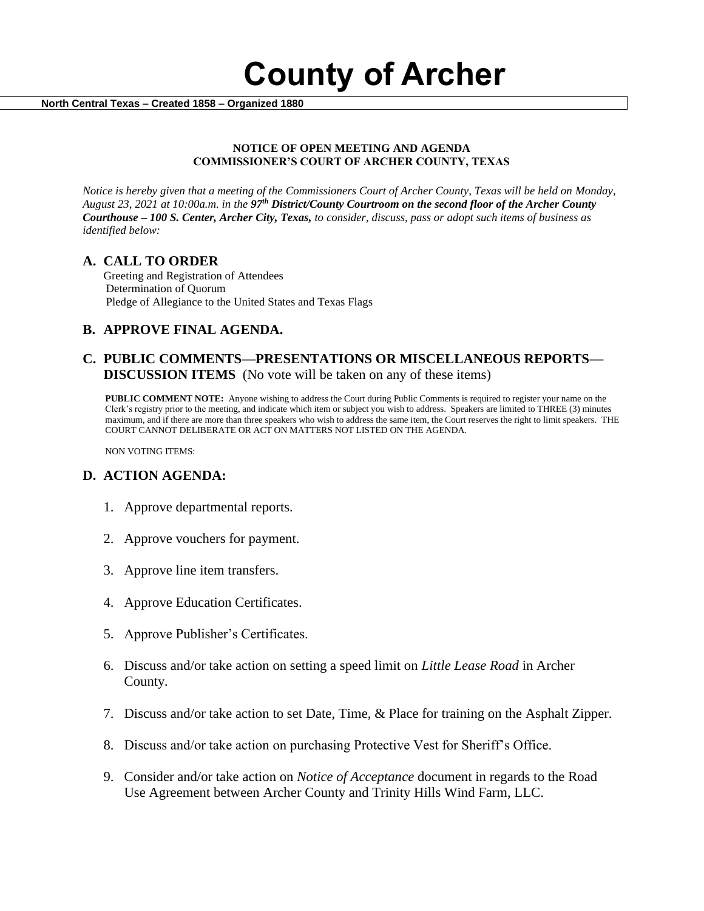# County of Archer

**North Central Texas – Created 1858 – Organized 1880**

**NOTICE OF OPEN MEETING AND AGENDA**
**COMMISSIONER'S COURT OF ARCHER COUNTY, TEXAS**

*Notice is hereby given that a meeting of the Commissioners Court of Archer County, Texas will be held on Monday, August 23, 2021 at 10:00a.m. in the* ***97th District/County Courtroom on the second floor of the Archer County Courthouse – 100 S. Center, Archer City, Texas,*** *to consider, discuss, pass or adopt such items of business as identified below:*

## A. CALL TO ORDER

Greeting and Registration of Attendees
Determination of Quorum
Pledge of Allegiance to the United States and Texas Flags

## B. APPROVE FINAL AGENDA.

## C. PUBLIC COMMENTS—PRESENTATIONS OR MISCELLANEOUS REPORTS—DISCUSSION ITEMS (No vote will be taken on any of these items)

**PUBLIC COMMENT NOTE:** Anyone wishing to address the Court during Public Comments is required to register your name on the Clerk's registry prior to the meeting, and indicate which item or subject you wish to address. Speakers are limited to THREE (3) minutes maximum, and if there are more than three speakers who wish to address the same item, the Court reserves the right to limit speakers. THE COURT CANNOT DELIBERATE OR ACT ON MATTERS NOT LISTED ON THE AGENDA.

NON VOTING ITEMS:

## D. ACTION AGENDA:

1. Approve departmental reports.
2. Approve vouchers for payment.
3. Approve line item transfers.
4. Approve Education Certificates.
5. Approve Publisher's Certificates.
6. Discuss and/or take action on setting a speed limit on *Little Lease Road* in Archer County.
7. Discuss and/or take action to set Date, Time, & Place for training on the Asphalt Zipper.
8. Discuss and/or take action on purchasing Protective Vest for Sheriff's Office.
9. Consider and/or take action on *Notice of Acceptance* document in regards to the Road Use Agreement between Archer County and Trinity Hills Wind Farm, LLC.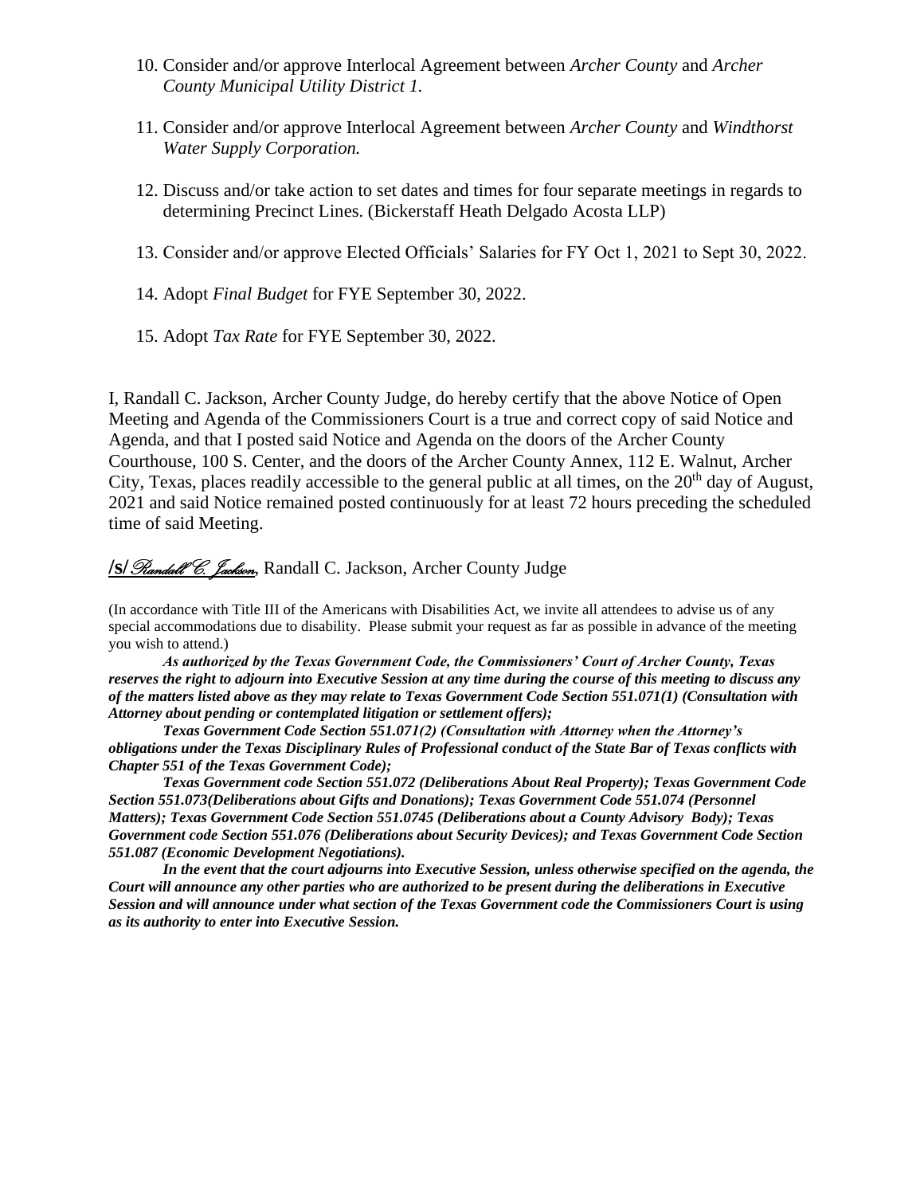10. Consider and/or approve Interlocal Agreement between *Archer County* and *Archer County Municipal Utility District 1.*

11. Consider and/or approve Interlocal Agreement between *Archer County* and *Windthorst Water Supply Corporation.*

12. Discuss and/or take action to set dates and times for four separate meetings in regards to determining Precinct Lines. (Bickerstaff Heath Delgado Acosta LLP)

13. Consider and/or approve Elected Officials' Salaries for FY Oct 1, 2021 to Sept 30, 2022.

14. Adopt *Final Budget* for FYE September 30, 2022.

15. Adopt *Tax Rate* for FYE September 30, 2022.

I, Randall C. Jackson, Archer County Judge, do hereby certify that the above Notice of Open Meeting and Agenda of the Commissioners Court is a true and correct copy of said Notice and Agenda, and that I posted said Notice and Agenda on the doors of the Archer County Courthouse, 100 S. Center, and the doors of the Archer County Annex, 112 E. Walnut, Archer City, Texas, places readily accessible to the general public at all times, on the 20th day of August, 2021 and said Notice remained posted continuously for at least 72 hours preceding the scheduled time of said Meeting.

**/s/** *Randall C. Jackson*, Randall C. Jackson, Archer County Judge

(In accordance with Title III of the Americans with Disabilities Act, we invite all attendees to advise us of any special accommodations due to disability. Please submit your request as far as possible in advance of the meeting you wish to attend.)

***As authorized by the Texas Government Code, the Commissioners' Court of Archer County, Texas reserves the right to adjourn into Executive Session at any time during the course of this meeting to discuss any of the matters listed above as they may relate to Texas Government Code Section 551.071(1) (Consultation with Attorney about pending or contemplated litigation or settlement offers);***

***Texas Government Code Section 551.071(2) (Consultation with Attorney when the Attorney's obligations under the Texas Disciplinary Rules of Professional conduct of the State Bar of Texas conflicts with Chapter 551 of the Texas Government Code);***

***Texas Government code Section 551.072 (Deliberations About Real Property); Texas Government Code Section 551.073(Deliberations about Gifts and Donations); Texas Government Code 551.074 (Personnel Matters); Texas Government Code Section 551.0745 (Deliberations about a County Advisory Body); Texas Government code Section 551.076 (Deliberations about Security Devices); and Texas Government Code Section 551.087 (Economic Development Negotiations).***

***In the event that the court adjourns into Executive Session, unless otherwise specified on the agenda, the Court will announce any other parties who are authorized to be present during the deliberations in Executive Session and will announce under what section of the Texas Government code the Commissioners Court is using as its authority to enter into Executive Session.***